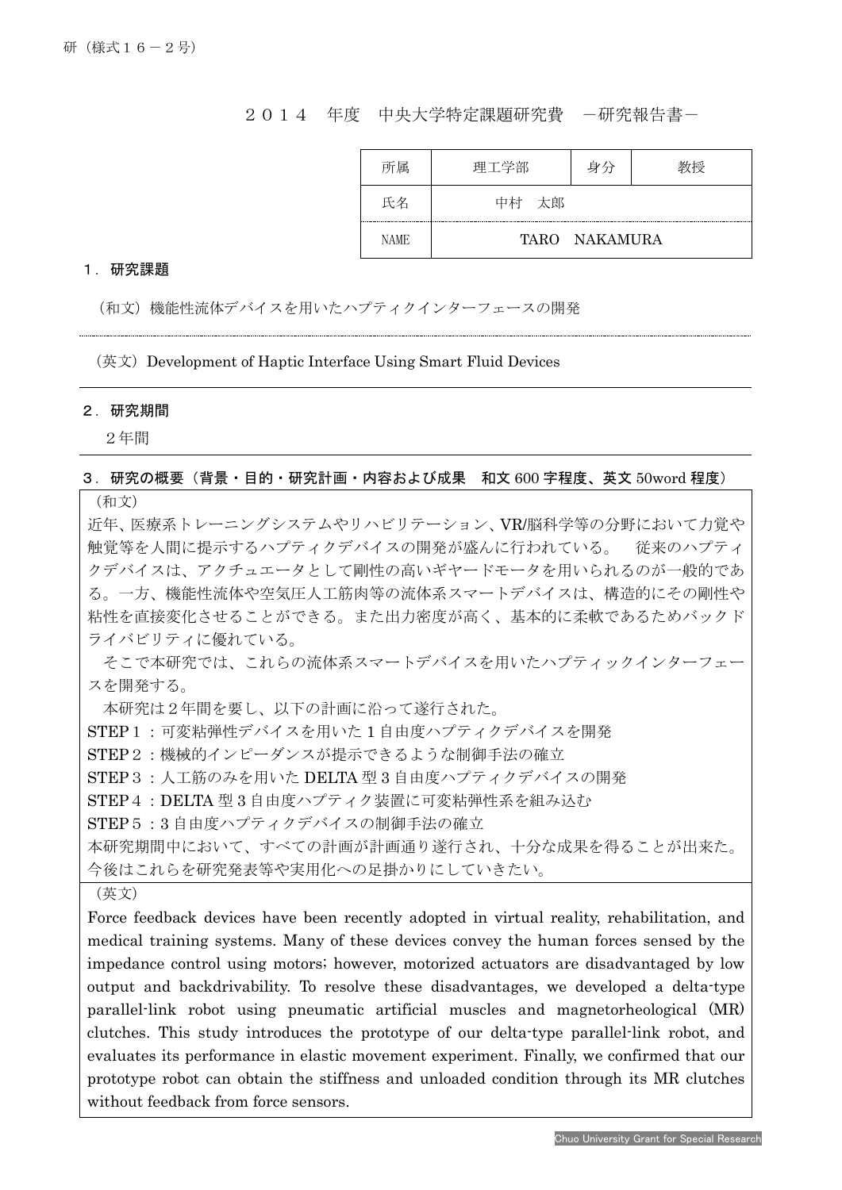研（様式１６－２号）

２０１４　年度　中央大学特定課題研究費　－研究報告書－

| 所属 | 理工学部 | 身分 | 教授 |
| --- | --- | --- | --- |
| 氏名 | 中村　太郎 | | |
| NAME | TARO　NAKAMURA | | |

## １．研究課題

（和文）機能性流体デバイスを用いたハプティクインターフェースの開発

（英文）Development of Haptic Interface Using Smart Fluid Devices

## ２．研究期間

２年間

## ３．研究の概要（背景・目的・研究計画・内容および成果　和文 600 字程度、英文 50word 程度）

（和文）

近年、医療系トレーニングシステムやリハビリテーション、VR/脳科学等の分野において力覚や触覚等を人間に提示するハプティクデバイスの開発が盛んに行われている。　従来のハプティクデバイスは、アクチュエータとして剛性の高いギヤードモータを用いられるのが一般的である。一方、機能性流体や空気圧人工筋肉等の流体系スマートデバイスは、構造的にその剛性や粘性を直接変化させることができる。また出力密度が高く、基本的に柔軟であるためバックドライバビリティに優れている。

そこで本研究では、これらの流体系スマートデバイスを用いたハプティックインターフェースを開発する。

本研究は２年間を要し、以下の計画に沿って遂行された。

STEP１：可変粘弾性デバイスを用いた１自由度ハプティクデバイスを開発
STEP２：機械的インピーダンスが提示できるような制御手法の確立
STEP３：人工筋のみを用いた DELTA 型３自由度ハプティクデバイスの開発
STEP４：DELTA 型３自由度ハプティク装置に可変粘弾性系を組み込む
STEP５：３自由度ハプティクデバイスの制御手法の確立

本研究期間中において、すべての計画が計画通り遂行され、十分な成果を得ることが出来た。今後はこれらを研究発表等や実用化への足掛かりにしていきたい。

（英文）

Force feedback devices have been recently adopted in virtual reality, rehabilitation, and medical training systems. Many of these devices convey the human forces sensed by the impedance control using motors; however, motorized actuators are disadvantaged by low output and backdrivability. To resolve these disadvantages, we developed a delta-type parallel-link robot using pneumatic artificial muscles and magnetorheological (MR) clutches. This study introduces the prototype of our delta-type parallel-link robot, and evaluates its performance in elastic movement experiment. Finally, we confirmed that our prototype robot can obtain the stiffness and unloaded condition through its MR clutches without feedback from force sensors.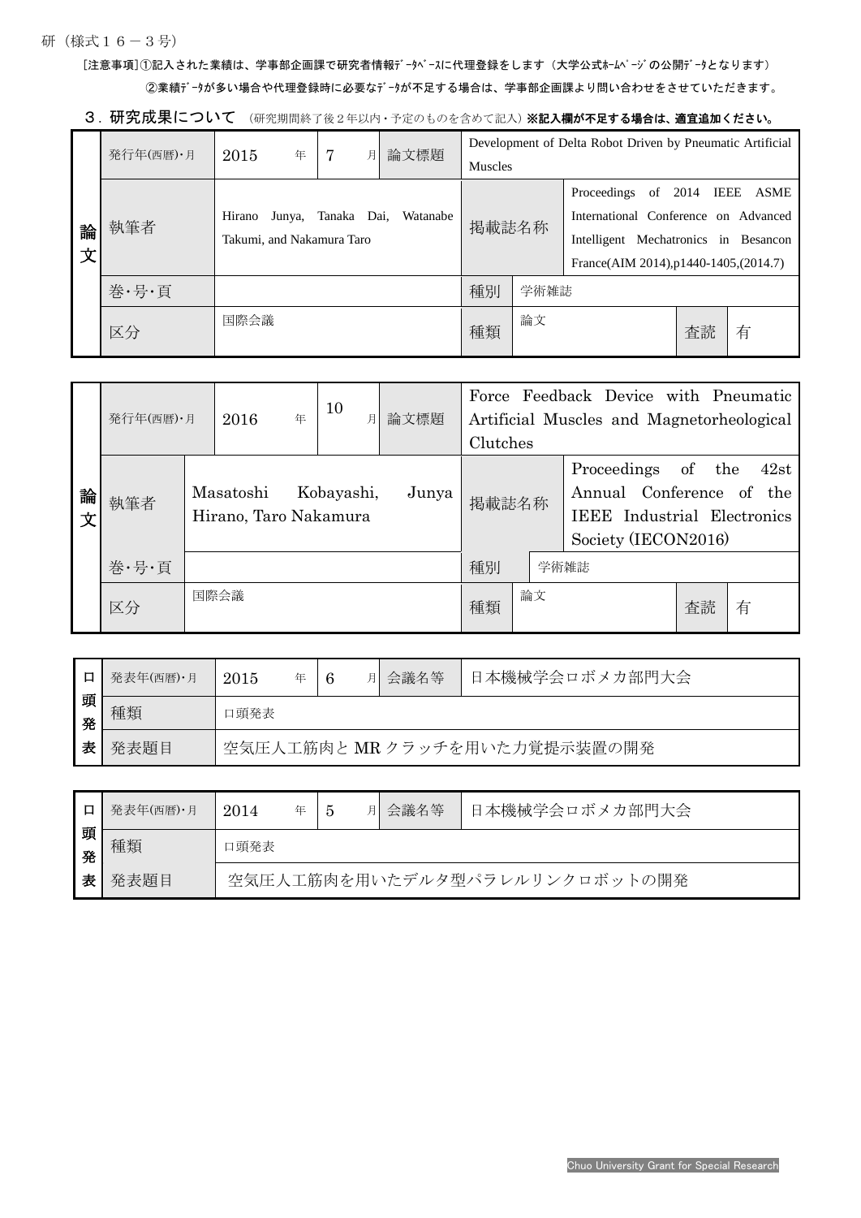研（様式１６－３号）

[注意事項]①記入された業績は、学事部企画課で研究者情報ﾃﾞｰﾀﾍﾞｰｽに代理登録をします（大学公式ﾎｰﾑﾍﾟｰｼﾞの公開ﾃﾞｰﾀとなります）

②業績ﾃﾞｰﾀが多い場合や代理登録時に必要なﾃﾞｰﾀが不足する場合は、学事部企画課より問い合わせをさせていただきます。

## ３．研究成果について

（研究期間終了後２年以内・予定のものを含めて記入）**※記入欄が不足する場合は、適宜追加ください。**

| | | | | | | | | |
|---|---|---|---|---|---|---|---|---|
| 論文 | 発行年(西暦)・月 | 2015 年 | 7 月 | 論文標題 | Development of Delta Robot Driven by Pneumatic Artificial Muscles | | | |
| | 執筆者 | Hirano Junya, Tanaka Dai, Watanabe Takumi, and Nakamura Taro | | | 掲載誌名称 | Proceedings of 2014 IEEE ASME International Conference on Advanced Intelligent Mechatronics in Besancon France(AIM 2014),p1440-1405,(2014.7) | | |
| | 巻・号・頁 | | | | 種別 | 学術雑誌 | | |
| | 区分 | 国際会議 | | | 種類 | 論文 | 査読 | 有 |

| | | | | | | | | |
|---|---|---|---|---|---|---|---|---|
| 論文 | 発行年(西暦)・月 | 2016 年 | 10 月 | 論文標題 | Force Feedback Device with Pneumatic Artificial Muscles and Magnetorheological Clutches | | | |
| | 執筆者 | Masatoshi Kobayashi, Junya Hirano, Taro Nakamura | | | 掲載誌名称 | Proceedings of the 42st Annual Conference of the IEEE Industrial Electronics Society (IECON2016) | | |
| | 巻・号・頁 | | | | 種別 | 学術雑誌 | | |
| | 区分 | 国際会議 | | | 種類 | 論文 | 査読 | 有 |

| | | | | | |
|---|---|---|---|---|---|
| 口頭発表 | 発表年(西暦)・月 | 2015 年 | 6 月 | 会議名等 | 日本機械学会ロボメカ部門大会 |
| | 種類 | 口頭発表 | | | |
| | 発表題目 | 空気圧人工筋肉と MR クラッチを用いた力覚提示装置の開発 | | | |

| | | | | | |
|---|---|---|---|---|---|
| 口頭発表 | 発表年(西暦)・月 | 2014 年 | 5 月 | 会議名等 | 日本機械学会ロボメカ部門大会 |
| | 種類 | 口頭発表 | | | |
| | 発表題目 | 空気圧人工筋肉を用いたデルタ型パラレルリンクロボットの開発 | | | |

Chuo University Grant for Special Research